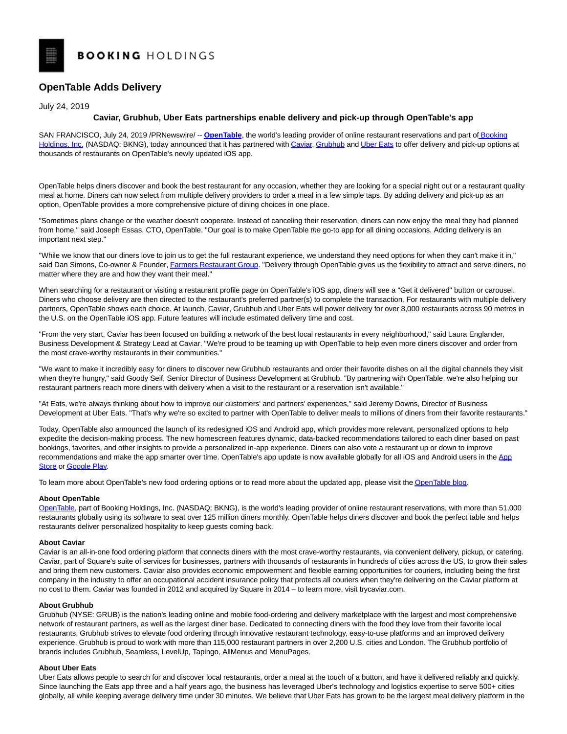BOOKING HOLDINGS

# OpenTable Adds Delivery

July 24, 2019

**Caviar, Grubhub, Uber Eats partnerships enable delivery and pick-up through OpenTable's app**

SAN FRANCISCO, July 24, 2019 /PRNewswire/ -- **OpenTable**, the world's leading provider of online restaurant reservations and part of Booking Holdings, Inc. (NASDAQ: BKNG), today announced that it has partnered with Caviar, Grubhub and Uber Eats to offer delivery and pick-up options at thousands of restaurants on OpenTable's newly updated iOS app.

OpenTable helps diners discover and book the best restaurant for any occasion, whether they are looking for a special night out or a restaurant quality meal at home. Diners can now select from multiple delivery providers to order a meal in a few simple taps. By adding delivery and pick-up as an option, OpenTable provides a more comprehensive picture of dining choices in one place.

"Sometimes plans change or the weather doesn't cooperate. Instead of canceling their reservation, diners can now enjoy the meal they had planned from home," said Joseph Essas, CTO, OpenTable. "Our goal is to make OpenTable *the* go-to app for all dining occasions. Adding delivery is an important next step."

"While we know that our diners love to join us to get the full restaurant experience, we understand they need options for when they can't make it in," said Dan Simons, Co-owner & Founder, Farmers Restaurant Group. "Delivery through OpenTable gives us the flexibility to attract and serve diners, no matter where they are and how they want their meal."

When searching for a restaurant or visiting a restaurant profile page on OpenTable's iOS app, diners will see a "Get it delivered" button or carousel. Diners who choose delivery are then directed to the restaurant's preferred partner(s) to complete the transaction. For restaurants with multiple delivery partners, OpenTable shows each choice. At launch, Caviar, Grubhub and Uber Eats will power delivery for over 8,000 restaurants across 90 metros in the U.S. on the OpenTable iOS app. Future features will include estimated delivery time and cost.

"From the very start, Caviar has been focused on building a network of the best local restaurants in every neighborhood," said Laura Englander, Business Development & Strategy Lead at Caviar. "We're proud to be teaming up with OpenTable to help even more diners discover and order from the most crave-worthy restaurants in their communities."

"We want to make it incredibly easy for diners to discover new Grubhub restaurants and order their favorite dishes on all the digital channels they visit when they're hungry," said Goody Seif, Senior Director of Business Development at Grubhub. "By partnering with OpenTable, we're also helping our restaurant partners reach more diners with delivery when a visit to the restaurant or a reservation isn't available."

"At Eats, we're always thinking about how to improve our customers' and partners' experiences," said Jeremy Downs, Director of Business Development at Uber Eats. "That's why we're so excited to partner with OpenTable to deliver meals to millions of diners from their favorite restaurants."

Today, OpenTable also announced the launch of its redesigned iOS and Android app, which provides more relevant, personalized options to help expedite the decision-making process. The new homescreen features dynamic, data-backed recommendations tailored to each diner based on past bookings, favorites, and other insights to provide a personalized in-app experience. Diners can also vote a restaurant up or down to improve recommendations and make the app smarter over time. OpenTable's app update is now available globally for all iOS and Android users in the App Store or Google Play.

To learn more about OpenTable's new food ordering options or to read more about the updated app, please visit the OpenTable blog.

**About OpenTable**
OpenTable, part of Booking Holdings, Inc. (NASDAQ: BKNG), is the world's leading provider of online restaurant reservations, with more than 51,000 restaurants globally using its software to seat over 125 million diners monthly. OpenTable helps diners discover and book the perfect table and helps restaurants deliver personalized hospitality to keep guests coming back.

**About Caviar**
Caviar is an all-in-one food ordering platform that connects diners with the most crave-worthy restaurants, via convenient delivery, pickup, or catering. Caviar, part of Square's suite of services for businesses, partners with thousands of restaurants in hundreds of cities across the US, to grow their sales and bring them new customers. Caviar also provides economic empowerment and flexible earning opportunities for couriers, including being the first company in the industry to offer an occupational accident insurance policy that protects all couriers when they're delivering on the Caviar platform at no cost to them. Caviar was founded in 2012 and acquired by Square in 2014 – to learn more, visit trycaviar.com.

**About Grubhub**
Grubhub (NYSE: GRUB) is the nation's leading online and mobile food-ordering and delivery marketplace with the largest and most comprehensive network of restaurant partners, as well as the largest diner base. Dedicated to connecting diners with the food they love from their favorite local restaurants, Grubhub strives to elevate food ordering through innovative restaurant technology, easy-to-use platforms and an improved delivery experience. Grubhub is proud to work with more than 115,000 restaurant partners in over 2,200 U.S. cities and London. The Grubhub portfolio of brands includes Grubhub, Seamless, LevelUp, Tapingo, AllMenus and MenuPages.

**About Uber Eats**
Uber Eats allows people to search for and discover local restaurants, order a meal at the touch of a button, and have it delivered reliably and quickly. Since launching the Eats app three and a half years ago, the business has leveraged Uber's technology and logistics expertise to serve 500+ cities globally, all while keeping average delivery time under 30 minutes. We believe that Uber Eats has grown to be the largest meal delivery platform in the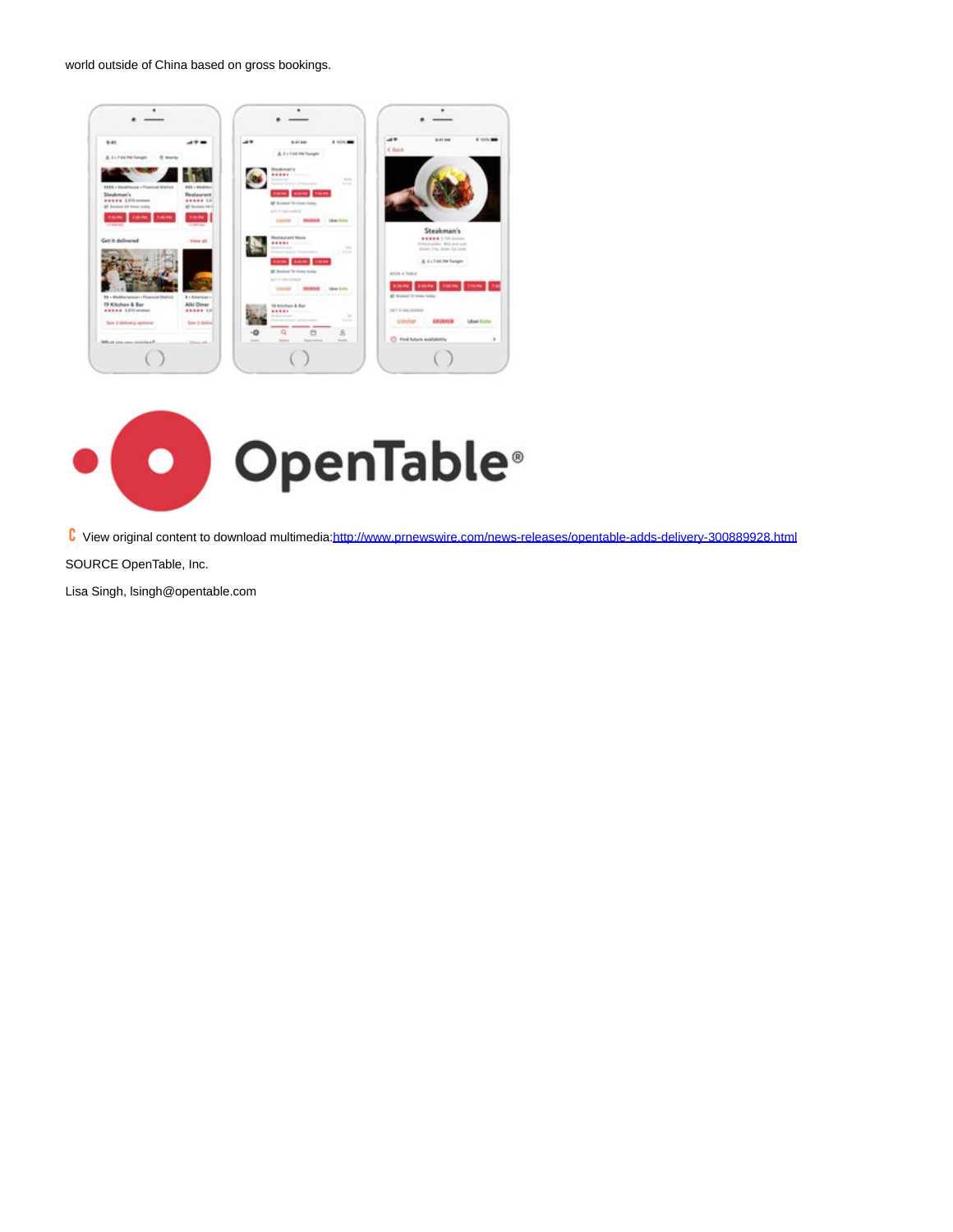world outside of China based on gross bookings.

View original content to download multimedia:http://www.prnewswire.com/news-releases/opentable-adds-delivery-300889928.html

SOURCE OpenTable, Inc.

Lisa Singh, lsingh@opentable.com